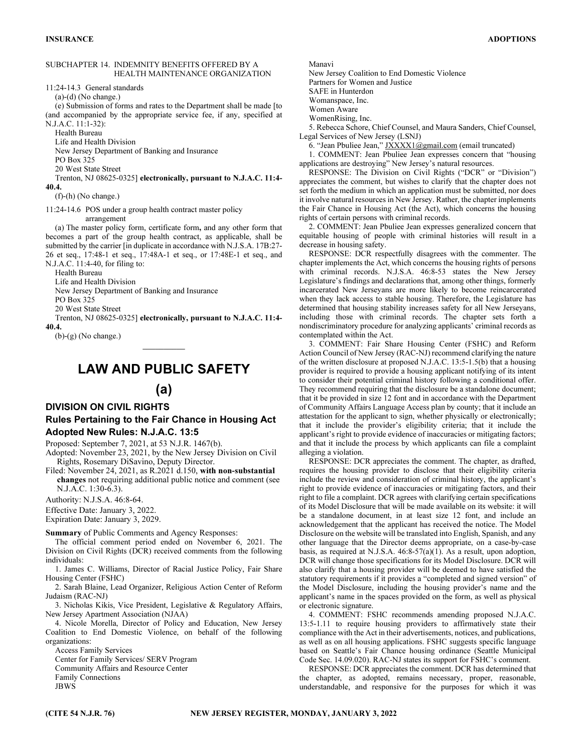SUBCHAPTER 14. INDEMNITY BENEFITS OFFERED BY A HEALTH MAINTENANCE ORGANIZATION

11:24-14.3 General standards

(a)-(d) (No change.)

(e) Submission of forms and rates to the Department shall be made [to (and accompanied by the appropriate service fee, if any, specified at N.J.A.C. 11:1-32):

Health Bureau
Life and Health Division
New Jersey Department of Banking and Insurance
PO Box 325
20 West State Street
Trenton, NJ 08625-0325] **electronically, pursuant to N.J.A.C. 11:4-40.4.**

(f)-(h) (No change.)

11:24-14.6 POS under a group health contract master policy arrangement

(a) The master policy form, certificate form**,** and any other form that becomes a part of the group health contract, as applicable, shall be submitted by the carrier [in duplicate in accordance with N.J.S.A. 17B:27-26 et seq., 17:48-1 et seq., 17:48A-1 et seq., or 17:48E-1 et seq., and N.J.A.C. 11:4-40, for filing to:

Health Bureau
Life and Health Division
New Jersey Department of Banking and Insurance
PO Box 325
20 West State Street
Trenton, NJ 08625-0325] **electronically, pursuant to N.J.A.C. 11:4-40.4.**

(b)-(g) (No change.)

---

# LAW AND PUBLIC SAFETY

## (a)

### DIVISION ON CIVIL RIGHTS

### Rules Pertaining to the Fair Chance in Housing Act

### Adopted New Rules: N.J.A.C. 13:5

Proposed: September 7, 2021, at 53 N.J.R. 1467(b).

Adopted: November 23, 2021, by the New Jersey Division on Civil Rights, Rosemary DiSavino, Deputy Director.

Filed: November 24, 2021, as R.2021 d.150, **with non-substantial changes** not requiring additional public notice and comment (see N.J.A.C. 1:30-6.3).

Authority: N.J.S.A. 46:8-64.

Effective Date: January 3, 2022.

Expiration Date: January 3, 2029.

**Summary** of Public Comments and Agency Responses:

The official comment period ended on November 6, 2021. The Division on Civil Rights (DCR) received comments from the following individuals:

1. James C. Williams, Director of Racial Justice Policy, Fair Share Housing Center (FSHC)

2. Sarah Blaine, Lead Organizer, Religious Action Center of Reform Judaism (RAC-NJ)

3. Nicholas Kikis, Vice President, Legislative & Regulatory Affairs, New Jersey Apartment Association (NJAA)

4. Nicole Morella, Director of Policy and Education, New Jersey Coalition to End Domestic Violence, on behalf of the following organizations:

Access Family Services
Center for Family Services/ SERV Program
Community Affairs and Resource Center
Family Connections
JBWS
Manavi
New Jersey Coalition to End Domestic Violence
Partners for Women and Justice
SAFE in Hunterdon
Womanspace, Inc.
Women Aware
WomenRising, Inc.

5. Rebecca Schore, Chief Counsel, and Maura Sanders, Chief Counsel, Legal Services of New Jersey (LSNJ)

6. "Jean Pbuliee Jean," JXXXX1@gmail.com (email truncated)

1. COMMENT: Jean Pbuliee Jean expresses concern that "housing applications are destroying" New Jersey's natural resources.

RESPONSE: The Division on Civil Rights ("DCR" or "Division") appreciates the comment, but wishes to clarify that the chapter does not set forth the medium in which an application must be submitted, nor does it involve natural resources in New Jersey. Rather, the chapter implements the Fair Chance in Housing Act (the Act), which concerns the housing rights of certain persons with criminal records.

2. COMMENT: Jean Pbuliee Jean expresses generalized concern that equitable housing of people with criminal histories will result in a decrease in housing safety.

RESPONSE: DCR respectfully disagrees with the commenter. The chapter implements the Act, which concerns the housing rights of persons with criminal records. N.J.S.A. 46:8-53 states the New Jersey Legislature's findings and declarations that, among other things, formerly incarcerated New Jerseyans are more likely to become reincarcerated when they lack access to stable housing. Therefore, the Legislature has determined that housing stability increases safety for all New Jerseyans, including those with criminal records. The chapter sets forth a nondiscriminatory procedure for analyzing applicants' criminal records as contemplated within the Act.

3. COMMENT: Fair Share Housing Center (FSHC) and Reform Action Council of New Jersey (RAC-NJ) recommend clarifying the nature of the written disclosure at proposed N.J.A.C. 13:5-1.5(b) that a housing provider is required to provide a housing applicant notifying of its intent to consider their potential criminal history following a conditional offer. They recommend requiring that the disclosure be a standalone document; that it be provided in size 12 font and in accordance with the Department of Community Affairs Language Access plan by county; that it include an attestation for the applicant to sign, whether physically or electronically; that it include the provider's eligibility criteria; that it include the applicant's right to provide evidence of inaccuracies or mitigating factors; and that it include the process by which applicants can file a complaint alleging a violation.

RESPONSE: DCR appreciates the comment. The chapter, as drafted, requires the housing provider to disclose that their eligibility criteria include the review and consideration of criminal history, the applicant's right to provide evidence of inaccuracies or mitigating factors, and their right to file a complaint. DCR agrees with clarifying certain specifications of its Model Disclosure that will be made available on its website: it will be a standalone document, in at least size 12 font, and include an acknowledgement that the applicant has received the notice. The Model Disclosure on the website will be translated into English, Spanish, and any other language that the Director deems appropriate, on a case-by-case basis, as required at N.J.S.A. 46:8-57(a)(1). As a result, upon adoption, DCR will change those specifications for its Model Disclosure. DCR will also clarify that a housing provider will be deemed to have satisfied the statutory requirements if it provides a "completed and signed version" of the Model Disclosure, including the housing provider's name and the applicant's name in the spaces provided on the form, as well as physical or electronic signature.

4. COMMENT: FSHC recommends amending proposed N.J.A.C. 13:5-1.11 to require housing providers to affirmatively state their compliance with the Act in their advertisements, notices, and publications, as well as on all housing applications. FSHC suggests specific language based on Seattle's Fair Chance housing ordinance (Seattle Municipal Code Sec. 14.09.020). RAC-NJ states its support for FSHC's comment.

RESPONSE: DCR appreciates the comment. DCR has determined that the chapter, as adopted, remains necessary, proper, reasonable, understandable, and responsive for the purposes for which it was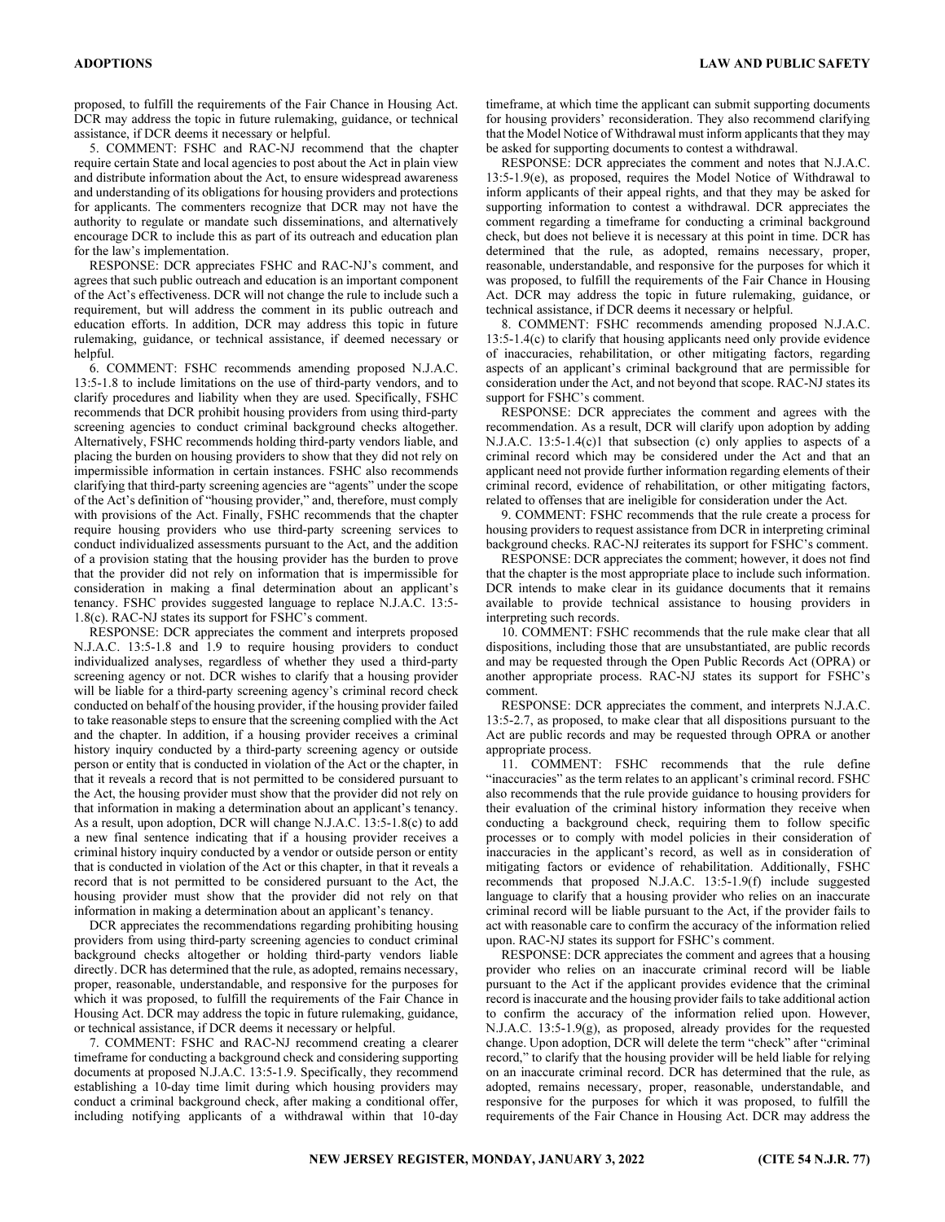proposed, to fulfill the requirements of the Fair Chance in Housing Act. DCR may address the topic in future rulemaking, guidance, or technical assistance, if DCR deems it necessary or helpful.

5. COMMENT: FSHC and RAC-NJ recommend that the chapter require certain State and local agencies to post about the Act in plain view and distribute information about the Act, to ensure widespread awareness and understanding of its obligations for housing providers and protections for applicants. The commenters recognize that DCR may not have the authority to regulate or mandate such disseminations, and alternatively encourage DCR to include this as part of its outreach and education plan for the law's implementation.

RESPONSE: DCR appreciates FSHC and RAC-NJ's comment, and agrees that such public outreach and education is an important component of the Act's effectiveness. DCR will not change the rule to include such a requirement, but will address the comment in its public outreach and education efforts. In addition, DCR may address this topic in future rulemaking, guidance, or technical assistance, if deemed necessary or helpful.

6. COMMENT: FSHC recommends amending proposed N.J.A.C. 13:5-1.8 to include limitations on the use of third-party vendors, and to clarify procedures and liability when they are used. Specifically, FSHC recommends that DCR prohibit housing providers from using third-party screening agencies to conduct criminal background checks altogether. Alternatively, FSHC recommends holding third-party vendors liable, and placing the burden on housing providers to show that they did not rely on impermissible information in certain instances. FSHC also recommends clarifying that third-party screening agencies are "agents" under the scope of the Act's definition of "housing provider," and, therefore, must comply with provisions of the Act. Finally, FSHC recommends that the chapter require housing providers who use third-party screening services to conduct individualized assessments pursuant to the Act, and the addition of a provision stating that the housing provider has the burden to prove that the provider did not rely on information that is impermissible for consideration in making a final determination about an applicant's tenancy. FSHC provides suggested language to replace N.J.A.C. 13:5-1.8(c). RAC-NJ states its support for FSHC's comment.

RESPONSE: DCR appreciates the comment and interprets proposed N.J.A.C. 13:5-1.8 and 1.9 to require housing providers to conduct individualized analyses, regardless of whether they used a third-party screening agency or not. DCR wishes to clarify that a housing provider will be liable for a third-party screening agency's criminal record check conducted on behalf of the housing provider, if the housing provider failed to take reasonable steps to ensure that the screening complied with the Act and the chapter. In addition, if a housing provider receives a criminal history inquiry conducted by a third-party screening agency or outside person or entity that is conducted in violation of the Act or the chapter, in that it reveals a record that is not permitted to be considered pursuant to the Act, the housing provider must show that the provider did not rely on that information in making a determination about an applicant's tenancy. As a result, upon adoption, DCR will change N.J.A.C. 13:5-1.8(c) to add a new final sentence indicating that if a housing provider receives a criminal history inquiry conducted by a vendor or outside person or entity that is conducted in violation of the Act or this chapter, in that it reveals a record that is not permitted to be considered pursuant to the Act, the housing provider must show that the provider did not rely on that information in making a determination about an applicant's tenancy.

DCR appreciates the recommendations regarding prohibiting housing providers from using third-party screening agencies to conduct criminal background checks altogether or holding third-party vendors liable directly. DCR has determined that the rule, as adopted, remains necessary, proper, reasonable, understandable, and responsive for the purposes for which it was proposed, to fulfill the requirements of the Fair Chance in Housing Act. DCR may address the topic in future rulemaking, guidance, or technical assistance, if DCR deems it necessary or helpful.

7. COMMENT: FSHC and RAC-NJ recommend creating a clearer timeframe for conducting a background check and considering supporting documents at proposed N.J.A.C. 13:5-1.9. Specifically, they recommend establishing a 10-day time limit during which housing providers may conduct a criminal background check, after making a conditional offer, including notifying applicants of a withdrawal within that 10-day timeframe, at which time the applicant can submit supporting documents for housing providers' reconsideration. They also recommend clarifying that the Model Notice of Withdrawal must inform applicants that they may be asked for supporting documents to contest a withdrawal.

RESPONSE: DCR appreciates the comment and notes that N.J.A.C. 13:5-1.9(e), as proposed, requires the Model Notice of Withdrawal to inform applicants of their appeal rights, and that they may be asked for supporting information to contest a withdrawal. DCR appreciates the comment regarding a timeframe for conducting a criminal background check, but does not believe it is necessary at this point in time. DCR has determined that the rule, as adopted, remains necessary, proper, reasonable, understandable, and responsive for the purposes for which it was proposed, to fulfill the requirements of the Fair Chance in Housing Act. DCR may address the topic in future rulemaking, guidance, or technical assistance, if DCR deems it necessary or helpful.

8. COMMENT: FSHC recommends amending proposed N.J.A.C. 13:5-1.4(c) to clarify that housing applicants need only provide evidence of inaccuracies, rehabilitation, or other mitigating factors, regarding aspects of an applicant's criminal background that are permissible for consideration under the Act, and not beyond that scope. RAC-NJ states its support for FSHC's comment.

RESPONSE: DCR appreciates the comment and agrees with the recommendation. As a result, DCR will clarify upon adoption by adding N.J.A.C. 13:5-1.4(c)1 that subsection (c) only applies to aspects of a criminal record which may be considered under the Act and that an applicant need not provide further information regarding elements of their criminal record, evidence of rehabilitation, or other mitigating factors, related to offenses that are ineligible for consideration under the Act.

9. COMMENT: FSHC recommends that the rule create a process for housing providers to request assistance from DCR in interpreting criminal background checks. RAC-NJ reiterates its support for FSHC's comment.

RESPONSE: DCR appreciates the comment; however, it does not find that the chapter is the most appropriate place to include such information. DCR intends to make clear in its guidance documents that it remains available to provide technical assistance to housing providers in interpreting such records.

10. COMMENT: FSHC recommends that the rule make clear that all dispositions, including those that are unsubstantiated, are public records and may be requested through the Open Public Records Act (OPRA) or another appropriate process. RAC-NJ states its support for FSHC's comment.

RESPONSE: DCR appreciates the comment, and interprets N.J.A.C. 13:5-2.7, as proposed, to make clear that all dispositions pursuant to the Act are public records and may be requested through OPRA or another appropriate process.

11. COMMENT: FSHC recommends that the rule define "inaccuracies" as the term relates to an applicant's criminal record. FSHC also recommends that the rule provide guidance to housing providers for their evaluation of the criminal history information they receive when conducting a background check, requiring them to follow specific processes or to comply with model policies in their consideration of inaccuracies in the applicant's record, as well as in consideration of mitigating factors or evidence of rehabilitation. Additionally, FSHC recommends that proposed N.J.A.C. 13:5-1.9(f) include suggested language to clarify that a housing provider who relies on an inaccurate criminal record will be liable pursuant to the Act, if the provider fails to act with reasonable care to confirm the accuracy of the information relied upon. RAC-NJ states its support for FSHC's comment.

RESPONSE: DCR appreciates the comment and agrees that a housing provider who relies on an inaccurate criminal record will be liable pursuant to the Act if the applicant provides evidence that the criminal record is inaccurate and the housing provider fails to take additional action to confirm the accuracy of the information relied upon. However, N.J.A.C. 13:5-1.9(g), as proposed, already provides for the requested change. Upon adoption, DCR will delete the term "check" after "criminal record," to clarify that the housing provider will be held liable for relying on an inaccurate criminal record. DCR has determined that the rule, as adopted, remains necessary, proper, reasonable, understandable, and responsive for the purposes for which it was proposed, to fulfill the requirements of the Fair Chance in Housing Act. DCR may address the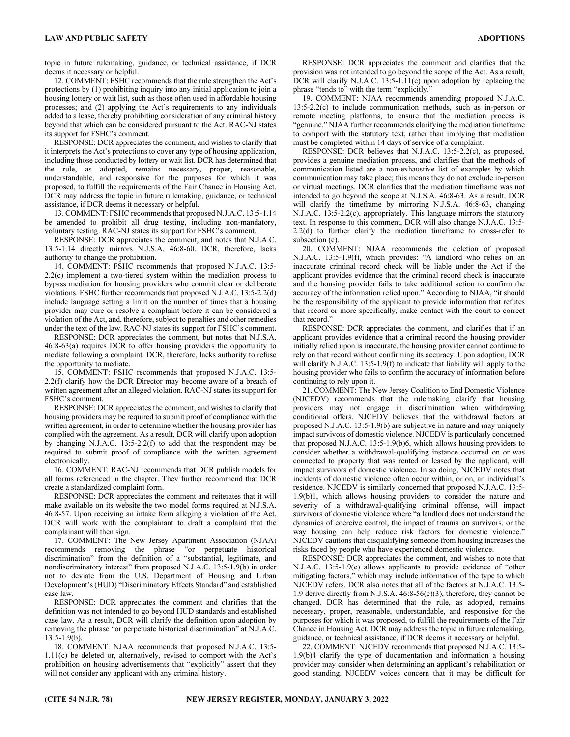topic in future rulemaking, guidance, or technical assistance, if DCR deems it necessary or helpful.

12. COMMENT: FSHC recommends that the rule strengthen the Act's protections by (1) prohibiting inquiry into any initial application to join a housing lottery or wait list, such as those often used in affordable housing processes; and (2) applying the Act's requirements to any individuals added to a lease, thereby prohibiting consideration of any criminal history beyond that which can be considered pursuant to the Act. RAC-NJ states its support for FSHC's comment.

RESPONSE: DCR appreciates the comment, and wishes to clarify that it interprets the Act's protections to cover any type of housing application, including those conducted by lottery or wait list. DCR has determined that the rule, as adopted, remains necessary, proper, reasonable, understandable, and responsive for the purposes for which it was proposed, to fulfill the requirements of the Fair Chance in Housing Act. DCR may address the topic in future rulemaking, guidance, or technical assistance, if DCR deems it necessary or helpful.

13. COMMENT: FSHC recommends that proposed N.J.A.C. 13:5-1.14 be amended to prohibit all drug testing, including non-mandatory, voluntary testing. RAC-NJ states its support for FSHC's comment.

RESPONSE: DCR appreciates the comment, and notes that N.J.A.C. 13:5-1.14 directly mirrors N.J.S.A. 46:8-60. DCR, therefore, lacks authority to change the prohibition.

14. COMMENT: FSHC recommends that proposed N.J.A.C. 13:5-2.2(c) implement a two-tiered system within the mediation process to bypass mediation for housing providers who commit clear or deliberate violations. FSHC further recommends that proposed N.J.A.C. 13:5-2.2(d) include language setting a limit on the number of times that a housing provider may cure or resolve a complaint before it can be considered a violation of the Act, and, therefore, subject to penalties and other remedies under the text of the law. RAC-NJ states its support for FSHC's comment.

RESPONSE: DCR appreciates the comment, but notes that N.J.S.A. 46:8-63(a) requires DCR to offer housing providers the opportunity to mediate following a complaint. DCR, therefore, lacks authority to refuse the opportunity to mediate.

15. COMMENT: FSHC recommends that proposed N.J.A.C. 13:5-2.2(f) clarify how the DCR Director may become aware of a breach of written agreement after an alleged violation. RAC-NJ states its support for FSHC's comment.

RESPONSE: DCR appreciates the comment, and wishes to clarify that housing providers may be required to submit proof of compliance with the written agreement, in order to determine whether the housing provider has complied with the agreement. As a result, DCR will clarify upon adoption by changing N.J.A.C. 13:5-2.2(f) to add that the respondent may be required to submit proof of compliance with the written agreement electronically.

16. COMMENT: RAC-NJ recommends that DCR publish models for all forms referenced in the chapter. They further recommend that DCR create a standardized complaint form.

RESPONSE: DCR appreciates the comment and reiterates that it will make available on its website the two model forms required at N.J.S.A. 46:8-57. Upon receiving an intake form alleging a violation of the Act, DCR will work with the complainant to draft a complaint that the complainant will then sign.

17. COMMENT: The New Jersey Apartment Association (NJAA) recommends removing the phrase "or perpetuate historical discrimination" from the definition of a "substantial, legitimate, and nondiscriminatory interest" from proposed N.J.A.C. 13:5-1.9(b) in order not to deviate from the U.S. Department of Housing and Urban Development's (HUD) "Discriminatory Effects Standard" and established case law.

RESPONSE: DCR appreciates the comment and clarifies that the definition was not intended to go beyond HUD standards and established case law. As a result, DCR will clarify the definition upon adoption by removing the phrase "or perpetuate historical discrimination" at N.J.A.C. 13:5-1.9(b).

18. COMMENT: NJAA recommends that proposed N.J.A.C. 13:5-1.11(c) be deleted or, alternatively, revised to comport with the Act's prohibition on housing advertisements that "explicitly" assert that they will not consider any applicant with any criminal history.

RESPONSE: DCR appreciates the comment and clarifies that the provision was not intended to go beyond the scope of the Act. As a result, DCR will clarify N.J.A.C. 13:5-1.11(c) upon adoption by replacing the phrase "tends to" with the term "explicitly."

19. COMMENT: NJAA recommends amending proposed N.J.A.C. 13:5-2.2(c) to include communication methods, such as in-person or remote meeting platforms, to ensure that the mediation process is "genuine." NJAA further recommends clarifying the mediation timeframe to comport with the statutory text, rather than implying that mediation must be completed within 14 days of service of a complaint.

RESPONSE: DCR believes that N.J.A.C. 13:5-2.2(c), as proposed, provides a genuine mediation process, and clarifies that the methods of communication listed are a non-exhaustive list of examples by which communication may take place; this means they do not exclude in-person or virtual meetings. DCR clarifies that the mediation timeframe was not intended to go beyond the scope at N.J.S.A. 46:8-63. As a result, DCR will clarify the timeframe by mirroring N.J.S.A. 46:8-63, changing N.J.A.C. 13:5-2.2(c), appropriately. This language mirrors the statutory text. In response to this comment, DCR will also change N.J.A.C. 13:5-2.2(d) to further clarify the mediation timeframe to cross-refer to subsection (c).

20. COMMENT: NJAA recommends the deletion of proposed N.J.A.C. 13:5-1.9(f), which provides: "A landlord who relies on an inaccurate criminal record check will be liable under the Act if the applicant provides evidence that the criminal record check is inaccurate and the housing provider fails to take additional action to confirm the accuracy of the information relied upon." According to NJAA, "it should be the responsibility of the applicant to provide information that refutes that record or more specifically, make contact with the court to correct that record."

RESPONSE: DCR appreciates the comment, and clarifies that if an applicant provides evidence that a criminal record the housing provider initially relied upon is inaccurate, the housing provider cannot continue to rely on that record without confirming its accuracy. Upon adoption, DCR will clarify N.J.A.C. 13:5-1.9(f) to indicate that liability will apply to the housing provider who fails to confirm the accuracy of information before continuing to rely upon it.

21. COMMENT: The New Jersey Coalition to End Domestic Violence (NJCEDV) recommends that the rulemaking clarify that housing providers may not engage in discrimination when withdrawing conditional offers. NJCEDV believes that the withdrawal factors at proposed N.J.A.C. 13:5-1.9(b) are subjective in nature and may uniquely impact survivors of domestic violence. NJCEDV is particularly concerned that proposed N.J.A.C. 13:5-1.9(b)6, which allows housing providers to consider whether a withdrawal-qualifying instance occurred on or was connected to property that was rented or leased by the applicant, will impact survivors of domestic violence. In so doing, NJCEDV notes that incidents of domestic violence often occur within, or on, an individual's residence. NJCEDV is similarly concerned that proposed N.J.A.C. 13:5-1.9(b)1, which allows housing providers to consider the nature and severity of a withdrawal-qualifying criminal offense, will impact survivors of domestic violence where "a landlord does not understand the dynamics of coercive control, the impact of trauma on survivors, or the way housing can help reduce risk factors for domestic violence." NJCEDV cautions that disqualifying someone from housing increases the risks faced by people who have experienced domestic violence.

RESPONSE: DCR appreciates the comment, and wishes to note that N.J.A.C. 13:5-1.9(e) allows applicants to provide evidence of "other mitigating factors," which may include information of the type to which NJCEDV refers. DCR also notes that all of the factors at N.J.A.C. 13:5-1.9 derive directly from N.J.S.A. 46:8-56(c)(3), therefore, they cannot be changed. DCR has determined that the rule, as adopted, remains necessary, proper, reasonable, understandable, and responsive for the purposes for which it was proposed, to fulfill the requirements of the Fair Chance in Housing Act. DCR may address the topic in future rulemaking, guidance, or technical assistance, if DCR deems it necessary or helpful.

22. COMMENT: NJCEDV recommends that proposed N.J.A.C. 13:5-1.9(b)4 clarify the type of documentation and information a housing provider may consider when determining an applicant's rehabilitation or good standing. NJCEDV voices concern that it may be difficult for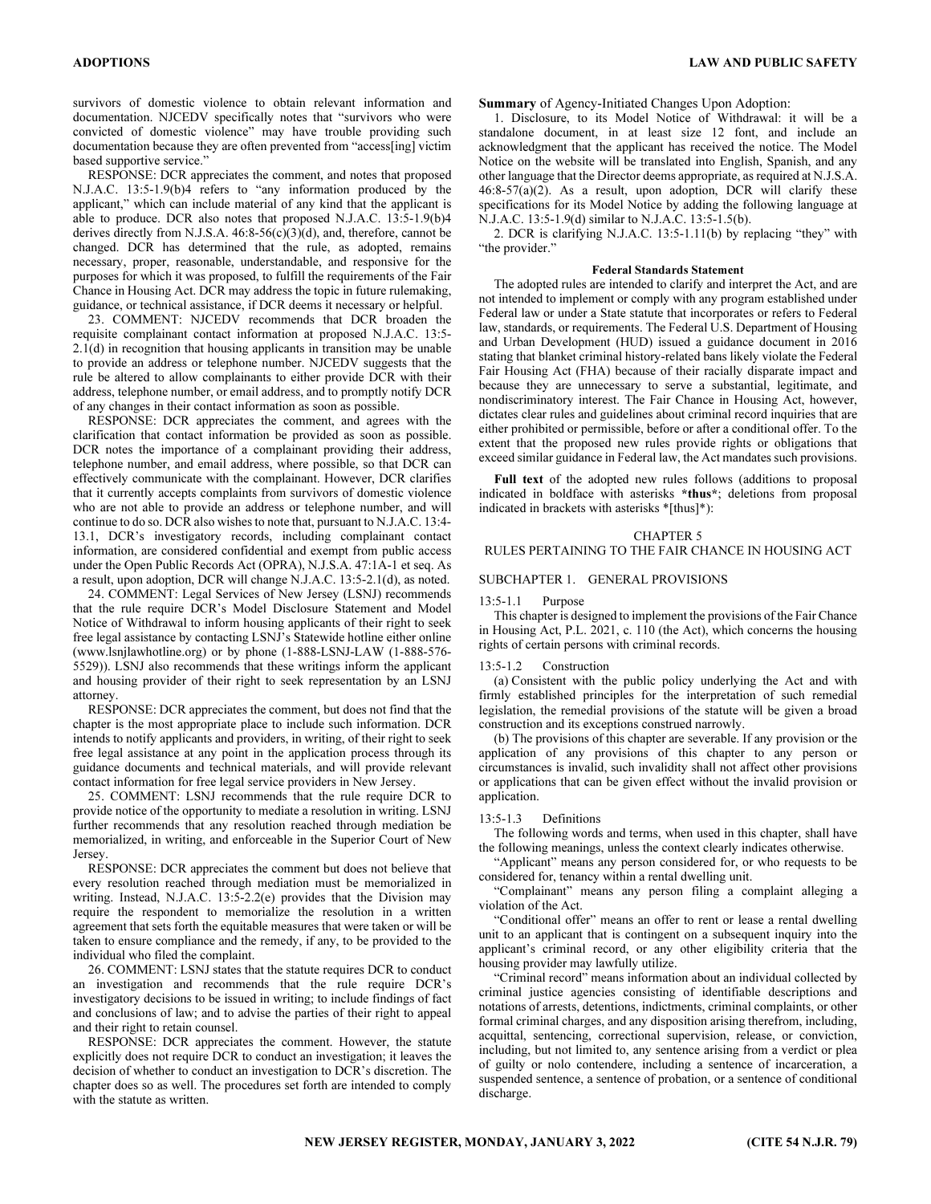survivors of domestic violence to obtain relevant information and documentation. NJCEDV specifically notes that "survivors who were convicted of domestic violence" may have trouble providing such documentation because they are often prevented from "access[ing] victim based supportive service."

RESPONSE: DCR appreciates the comment, and notes that proposed N.J.A.C. 13:5-1.9(b)4 refers to "any information produced by the applicant," which can include material of any kind that the applicant is able to produce. DCR also notes that proposed N.J.A.C. 13:5-1.9(b)4 derives directly from N.J.S.A. 46:8-56(c)(3)(d), and, therefore, cannot be changed. DCR has determined that the rule, as adopted, remains necessary, proper, reasonable, understandable, and responsive for the purposes for which it was proposed, to fulfill the requirements of the Fair Chance in Housing Act. DCR may address the topic in future rulemaking, guidance, or technical assistance, if DCR deems it necessary or helpful.

23. COMMENT: NJCEDV recommends that DCR broaden the requisite complainant contact information at proposed N.J.A.C. 13:5-2.1(d) in recognition that housing applicants in transition may be unable to provide an address or telephone number. NJCEDV suggests that the rule be altered to allow complainants to either provide DCR with their address, telephone number, or email address, and to promptly notify DCR of any changes in their contact information as soon as possible.

RESPONSE: DCR appreciates the comment, and agrees with the clarification that contact information be provided as soon as possible. DCR notes the importance of a complainant providing their address, telephone number, and email address, where possible, so that DCR can effectively communicate with the complainant. However, DCR clarifies that it currently accepts complaints from survivors of domestic violence who are not able to provide an address or telephone number, and will continue to do so. DCR also wishes to note that, pursuant to N.J.A.C. 13:4-13.1, DCR's investigatory records, including complainant contact information, are considered confidential and exempt from public access under the Open Public Records Act (OPRA), N.J.S.A. 47:1A-1 et seq. As a result, upon adoption, DCR will change N.J.A.C. 13:5-2.1(d), as noted.

24. COMMENT: Legal Services of New Jersey (LSNJ) recommends that the rule require DCR's Model Disclosure Statement and Model Notice of Withdrawal to inform housing applicants of their right to seek free legal assistance by contacting LSNJ's Statewide hotline either online (www.lsnjlawhotline.org) or by phone (1-888-LSNJ-LAW (1-888-576-5529)). LSNJ also recommends that these writings inform the applicant and housing provider of their right to seek representation by an LSNJ attorney.

RESPONSE: DCR appreciates the comment, but does not find that the chapter is the most appropriate place to include such information. DCR intends to notify applicants and providers, in writing, of their right to seek free legal assistance at any point in the application process through its guidance documents and technical materials, and will provide relevant contact information for free legal service providers in New Jersey.

25. COMMENT: LSNJ recommends that the rule require DCR to provide notice of the opportunity to mediate a resolution in writing. LSNJ further recommends that any resolution reached through mediation be memorialized, in writing, and enforceable in the Superior Court of New Jersey.

RESPONSE: DCR appreciates the comment but does not believe that every resolution reached through mediation must be memorialized in writing. Instead, N.J.A.C. 13:5-2.2(e) provides that the Division may require the respondent to memorialize the resolution in a written agreement that sets forth the equitable measures that were taken or will be taken to ensure compliance and the remedy, if any, to be provided to the individual who filed the complaint.

26. COMMENT: LSNJ states that the statute requires DCR to conduct an investigation and recommends that the rule require DCR's investigatory decisions to be issued in writing; to include findings of fact and conclusions of law; and to advise the parties of their right to appeal and their right to retain counsel.

RESPONSE: DCR appreciates the comment. However, the statute explicitly does not require DCR to conduct an investigation; it leaves the decision of whether to conduct an investigation to DCR's discretion. The chapter does so as well. The procedures set forth are intended to comply with the statute as written.

**Summary** of Agency-Initiated Changes Upon Adoption:

1. Disclosure, to its Model Notice of Withdrawal: it will be a standalone document, in at least size 12 font, and include an acknowledgment that the applicant has received the notice. The Model Notice on the website will be translated into English, Spanish, and any other language that the Director deems appropriate, as required at N.J.S.A. 46:8-57(a)(2). As a result, upon adoption, DCR will clarify these specifications for its Model Notice by adding the following language at N.J.A.C. 13:5-1.9(d) similar to N.J.A.C. 13:5-1.5(b).

2. DCR is clarifying N.J.A.C. 13:5-1.11(b) by replacing "they" with "the provider."

### Federal Standards Statement

The adopted rules are intended to clarify and interpret the Act, and are not intended to implement or comply with any program established under Federal law or under a State statute that incorporates or refers to Federal law, standards, or requirements. The Federal U.S. Department of Housing and Urban Development (HUD) issued a guidance document in 2016 stating that blanket criminal history-related bans likely violate the Federal Fair Housing Act (FHA) because of their racially disparate impact and because they are unnecessary to serve a substantial, legitimate, and nondiscriminatory interest. The Fair Chance in Housing Act, however, dictates clear rules and guidelines about criminal record inquiries that are either prohibited or permissible, before or after a conditional offer. To the extent that the proposed new rules provide rights or obligations that exceed similar guidance in Federal law, the Act mandates such provisions.

**Full text** of the adopted new rules follows (additions to proposal indicated in boldface with asterisks ***thus***; deletions from proposal indicated in brackets with asterisks *[thus]*):

## CHAPTER 5
## RULES PERTAINING TO THE FAIR CHANCE IN HOUSING ACT

### SUBCHAPTER 1. GENERAL PROVISIONS

13:5-1.1 Purpose

This chapter is designed to implement the provisions of the Fair Chance in Housing Act, P.L. 2021, c. 110 (the Act), which concerns the housing rights of certain persons with criminal records.

13:5-1.2 Construction

(a) Consistent with the public policy underlying the Act and with firmly established principles for the interpretation of such remedial legislation, the remedial provisions of the statute will be given a broad construction and its exceptions construed narrowly.

(b) The provisions of this chapter are severable. If any provision or the application of any provisions of this chapter to any person or circumstances is invalid, such invalidity shall not affect other provisions or applications that can be given effect without the invalid provision or application.

13:5-1.3 Definitions

The following words and terms, when used in this chapter, shall have the following meanings, unless the context clearly indicates otherwise.

"Applicant" means any person considered for, or who requests to be considered for, tenancy within a rental dwelling unit.

"Complainant" means any person filing a complaint alleging a violation of the Act.

"Conditional offer" means an offer to rent or lease a rental dwelling unit to an applicant that is contingent on a subsequent inquiry into the applicant's criminal record, or any other eligibility criteria that the housing provider may lawfully utilize.

"Criminal record" means information about an individual collected by criminal justice agencies consisting of identifiable descriptions and notations of arrests, detentions, indictments, criminal complaints, or other formal criminal charges, and any disposition arising therefrom, including, acquittal, sentencing, correctional supervision, release, or conviction, including, but not limited to, any sentence arising from a verdict or plea of guilty or nolo contendere, including a sentence of incarceration, a suspended sentence, a sentence of probation, or a sentence of conditional discharge.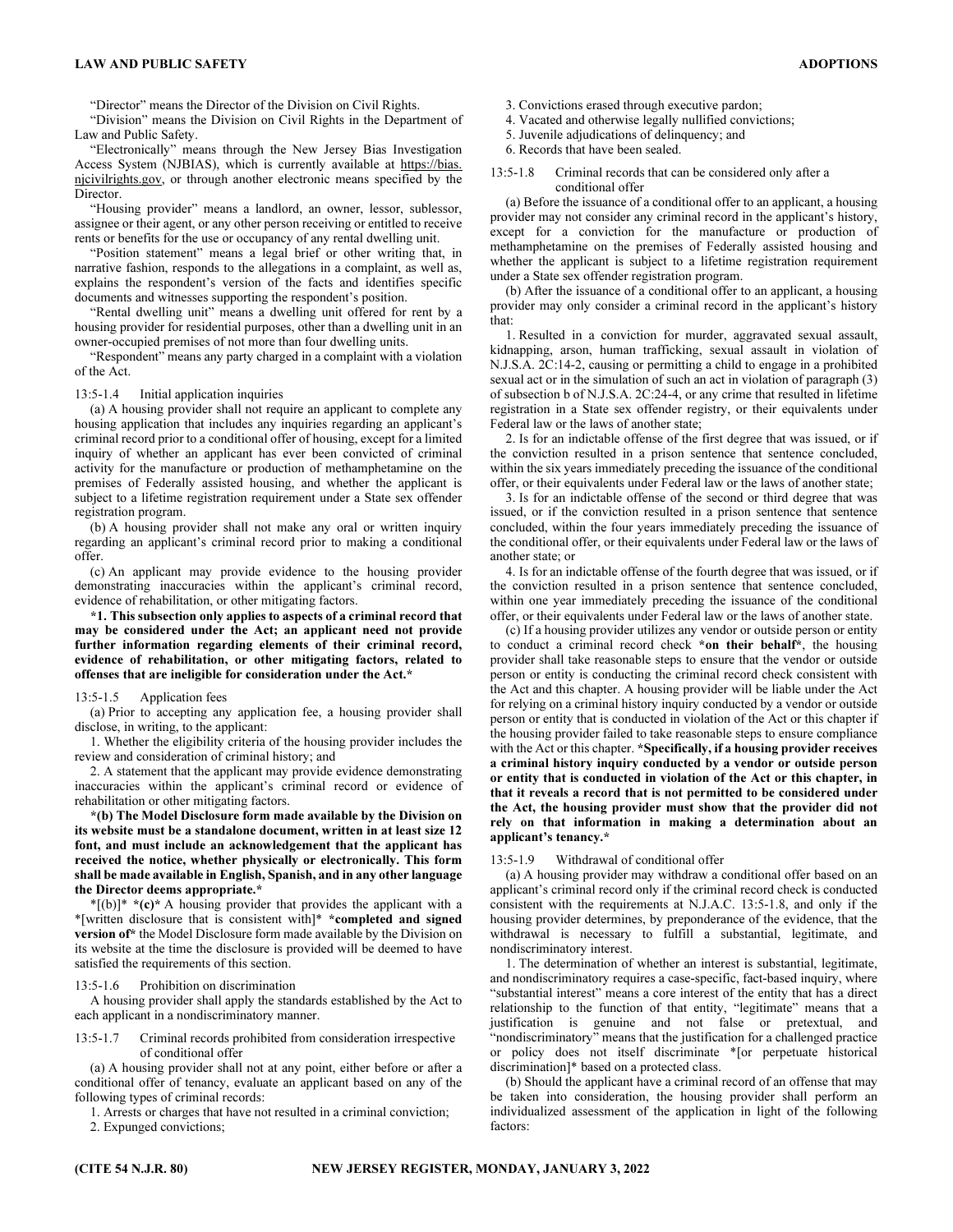"Director" means the Director of the Division on Civil Rights.

"Division" means the Division on Civil Rights in the Department of Law and Public Safety.

"Electronically" means through the New Jersey Bias Investigation Access System (NJBIAS), which is currently available at https://bias.njcivilrights.gov, or through another electronic means specified by the Director.

"Housing provider" means a landlord, an owner, lessor, sublessor, assignee or their agent, or any other person receiving or entitled to receive rents or benefits for the use or occupancy of any rental dwelling unit.

"Position statement" means a legal brief or other writing that, in narrative fashion, responds to the allegations in a complaint, as well as, explains the respondent's version of the facts and identifies specific documents and witnesses supporting the respondent's position.

"Rental dwelling unit" means a dwelling unit offered for rent by a housing provider for residential purposes, other than a dwelling unit in an owner-occupied premises of not more than four dwelling units.

"Respondent" means any party charged in a complaint with a violation of the Act.

13:5-1.4 Initial application inquiries

(a) A housing provider shall not require an applicant to complete any housing application that includes any inquiries regarding an applicant's criminal record prior to a conditional offer of housing, except for a limited inquiry of whether an applicant has ever been convicted of criminal activity for the manufacture or production of methamphetamine on the premises of Federally assisted housing, and whether the applicant is subject to a lifetime registration requirement under a State sex offender registration program.

(b) A housing provider shall not make any oral or written inquiry regarding an applicant's criminal record prior to making a conditional offer.

(c) An applicant may provide evidence to the housing provider demonstrating inaccuracies within the applicant's criminal record, evidence of rehabilitation, or other mitigating factors.

**\*1. This subsection only applies to aspects of a criminal record that may be considered under the Act; an applicant need not provide further information regarding elements of their criminal record, evidence of rehabilitation, or other mitigating factors, related to offenses that are ineligible for consideration under the Act.\***

13:5-1.5 Application fees

(a) Prior to accepting any application fee, a housing provider shall disclose, in writing, to the applicant:

1. Whether the eligibility criteria of the housing provider includes the review and consideration of criminal history; and

2. A statement that the applicant may provide evidence demonstrating inaccuracies within the applicant's criminal record or evidence of rehabilitation or other mitigating factors.

**\*(b) The Model Disclosure form made available by the Division on its website must be a standalone document, written in at least size 12 font, and must include an acknowledgement that the applicant has received the notice, whether physically or electronically. This form shall be made available in English, Spanish, and in any other language the Director deems appropriate.\***

\*[(b)]\* **\*(c)\*** A housing provider that provides the applicant with a \*[written disclosure that is consistent with]\* **\*completed and signed version of\*** the Model Disclosure form made available by the Division on its website at the time the disclosure is provided will be deemed to have satisfied the requirements of this section.

13:5-1.6 Prohibition on discrimination

A housing provider shall apply the standards established by the Act to each applicant in a nondiscriminatory manner.

13:5-1.7 Criminal records prohibited from consideration irrespective of conditional offer

(a) A housing provider shall not at any point, either before or after a conditional offer of tenancy, evaluate an applicant based on any of the following types of criminal records:

1. Arrests or charges that have not resulted in a criminal conviction;

2. Expunged convictions;

3. Convictions erased through executive pardon;

4. Vacated and otherwise legally nullified convictions;

5. Juvenile adjudications of delinquency; and

6. Records that have been sealed.

13:5-1.8 Criminal records that can be considered only after a conditional offer

(a) Before the issuance of a conditional offer to an applicant, a housing provider may not consider any criminal record in the applicant's history, except for a conviction for the manufacture or production of methamphetamine on the premises of Federally assisted housing and whether the applicant is subject to a lifetime registration requirement under a State sex offender registration program.

(b) After the issuance of a conditional offer to an applicant, a housing provider may only consider a criminal record in the applicant's history that:

1. Resulted in a conviction for murder, aggravated sexual assault, kidnapping, arson, human trafficking, sexual assault in violation of N.J.S.A. 2C:14-2, causing or permitting a child to engage in a prohibited sexual act or in the simulation of such an act in violation of paragraph (3) of subsection b of N.J.S.A. 2C:24-4, or any crime that resulted in lifetime registration in a State sex offender registry, or their equivalents under Federal law or the laws of another state;

2. Is for an indictable offense of the first degree that was issued, or if the conviction resulted in a prison sentence that sentence concluded, within the six years immediately preceding the issuance of the conditional offer, or their equivalents under Federal law or the laws of another state;

3. Is for an indictable offense of the second or third degree that was issued, or if the conviction resulted in a prison sentence that sentence concluded, within the four years immediately preceding the issuance of the conditional offer, or their equivalents under Federal law or the laws of another state; or

4. Is for an indictable offense of the fourth degree that was issued, or if the conviction resulted in a prison sentence that sentence concluded, within one year immediately preceding the issuance of the conditional offer, or their equivalents under Federal law or the laws of another state.

(c) If a housing provider utilizes any vendor or outside person or entity to conduct a criminal record check **\*on their behalf\***, the housing provider shall take reasonable steps to ensure that the vendor or outside person or entity is conducting the criminal record check consistent with the Act and this chapter. A housing provider will be liable under the Act for relying on a criminal history inquiry conducted by a vendor or outside person or entity that is conducted in violation of the Act or this chapter if the housing provider failed to take reasonable steps to ensure compliance with the Act or this chapter. **\*Specifically, if a housing provider receives a criminal history inquiry conducted by a vendor or outside person or entity that is conducted in violation of the Act or this chapter, in that it reveals a record that is not permitted to be considered under the Act, the housing provider must show that the provider did not rely on that information in making a determination about an applicant's tenancy.\***

13:5-1.9 Withdrawal of conditional offer

(a) A housing provider may withdraw a conditional offer based on an applicant's criminal record only if the criminal record check is conducted consistent with the requirements at N.J.A.C. 13:5-1.8, and only if the housing provider determines, by preponderance of the evidence, that the withdrawal is necessary to fulfill a substantial, legitimate, and nondiscriminatory interest.

1. The determination of whether an interest is substantial, legitimate, and nondiscriminatory requires a case-specific, fact-based inquiry, where "substantial interest" means a core interest of the entity that has a direct relationship to the function of that entity, "legitimate" means that a justification is genuine and not false or pretextual, and "nondiscriminatory" means that the justification for a challenged practice or policy does not itself discriminate \*[or perpetuate historical discrimination]\* based on a protected class.

(b) Should the applicant have a criminal record of an offense that may be taken into consideration, the housing provider shall perform an individualized assessment of the application in light of the following factors: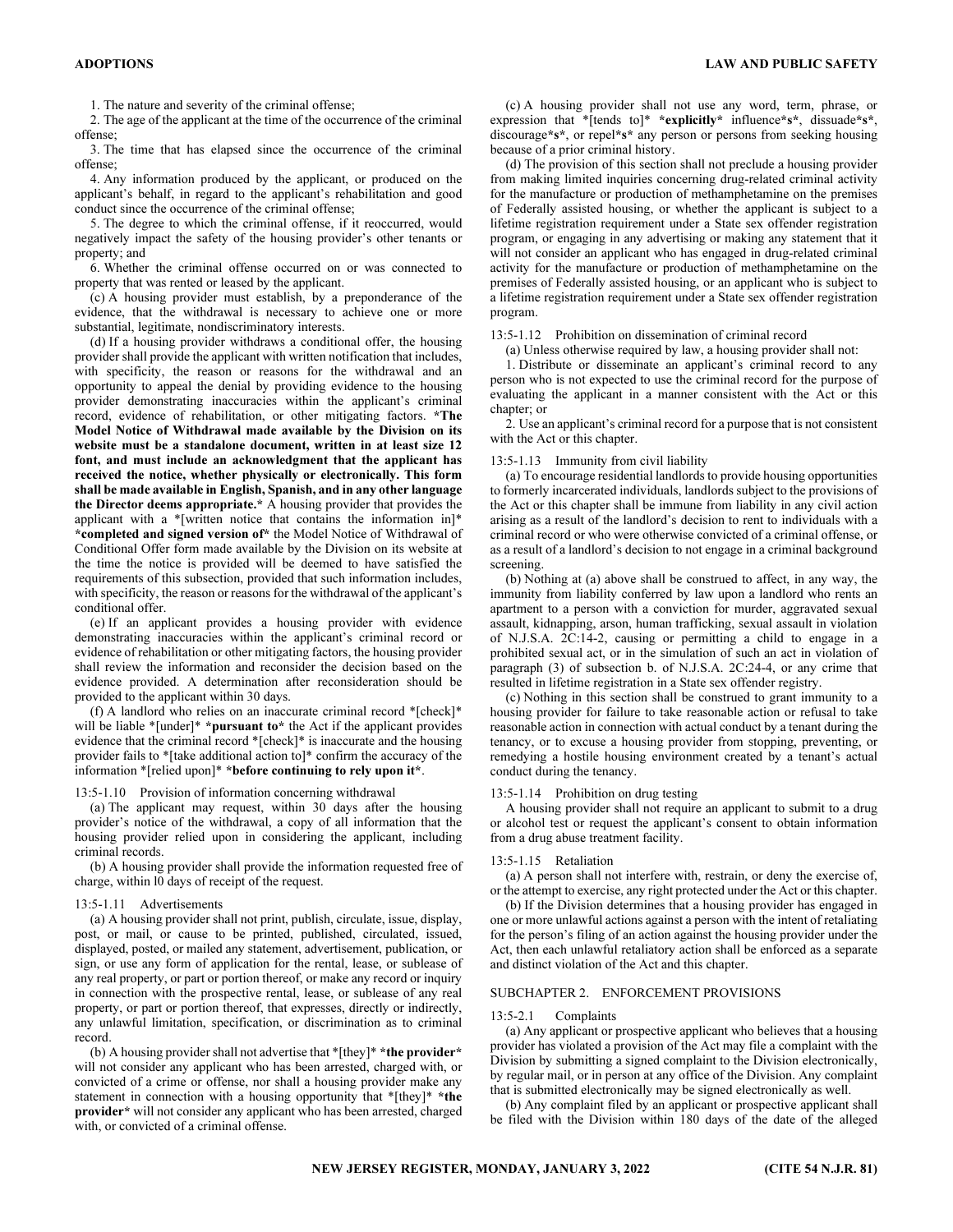1. The nature and severity of the criminal offense;

2. The age of the applicant at the time of the occurrence of the criminal offense;

3. The time that has elapsed since the occurrence of the criminal offense;

4. Any information produced by the applicant, or produced on the applicant's behalf, in regard to the applicant's rehabilitation and good conduct since the occurrence of the criminal offense;

5. The degree to which the criminal offense, if it reoccurred, would negatively impact the safety of the housing provider's other tenants or property; and

6. Whether the criminal offense occurred on or was connected to property that was rented or leased by the applicant.

(c) A housing provider must establish, by a preponderance of the evidence, that the withdrawal is necessary to achieve one or more substantial, legitimate, nondiscriminatory interests.

(d) If a housing provider withdraws a conditional offer, the housing provider shall provide the applicant with written notification that includes, with specificity, the reason or reasons for the withdrawal and an opportunity to appeal the denial by providing evidence to the housing provider demonstrating inaccuracies within the applicant's criminal record, evidence of rehabilitation, or other mitigating factors. ***The Model Notice of Withdrawal made available by the Division on its website must be a standalone document, written in at least size 12 font, and must include an acknowledgment that the applicant has received the notice, whether physically or electronically. This form shall be made available in English, Spanish, and in any other language the Director deems appropriate.*** A housing provider that provides the applicant with a *[written notice that contains the information in]* ***completed and signed version of*** the Model Notice of Withdrawal of Conditional Offer form made available by the Division on its website at the time the notice is provided will be deemed to have satisfied the requirements of this subsection, provided that such information includes, with specificity, the reason or reasons for the withdrawal of the applicant's conditional offer.

(e) If an applicant provides a housing provider with evidence demonstrating inaccuracies within the applicant's criminal record or evidence of rehabilitation or other mitigating factors, the housing provider shall review the information and reconsider the decision based on the evidence provided. A determination after reconsideration should be provided to the applicant within 30 days.

(f) A landlord who relies on an inaccurate criminal record *[check]* will be liable *[under]* ***pursuant to*** the Act if the applicant provides evidence that the criminal record *[check]* is inaccurate and the housing provider fails to *[take additional action to]* confirm the accuracy of the information *[relied upon]* ***before continuing to rely upon it***.

13:5-1.10 Provision of information concerning withdrawal

(a) The applicant may request, within 30 days after the housing provider's notice of the withdrawal, a copy of all information that the housing provider relied upon in considering the applicant, including criminal records.

(b) A housing provider shall provide the information requested free of charge, within l0 days of receipt of the request.

13:5-1.11 Advertisements

(a) A housing provider shall not print, publish, circulate, issue, display, post, or mail, or cause to be printed, published, circulated, issued, displayed, posted, or mailed any statement, advertisement, publication, or sign, or use any form of application for the rental, lease, or sublease of any real property, or part or portion thereof, or make any record or inquiry in connection with the prospective rental, lease, or sublease of any real property, or part or portion thereof, that expresses, directly or indirectly, any unlawful limitation, specification, or discrimination as to criminal record.

(b) A housing provider shall not advertise that *[they]* ***the provider*** will not consider any applicant who has been arrested, charged with, or convicted of a crime or offense, nor shall a housing provider make any statement in connection with a housing opportunity that *[they]* ***the provider*** will not consider any applicant who has been arrested, charged with, or convicted of a criminal offense.

(c) A housing provider shall not use any word, term, phrase, or expression that *[tends to]* ***explicitly*** influence***s***, dissuade***s***, discourage***s***, or repel***s*** any person or persons from seeking housing because of a prior criminal history.

(d) The provision of this section shall not preclude a housing provider from making limited inquiries concerning drug-related criminal activity for the manufacture or production of methamphetamine on the premises of Federally assisted housing, or whether the applicant is subject to a lifetime registration requirement under a State sex offender registration program, or engaging in any advertising or making any statement that it will not consider an applicant who has engaged in drug-related criminal activity for the manufacture or production of methamphetamine on the premises of Federally assisted housing, or an applicant who is subject to a lifetime registration requirement under a State sex offender registration program.

13:5-1.12 Prohibition on dissemination of criminal record

(a) Unless otherwise required by law, a housing provider shall not:

1. Distribute or disseminate an applicant's criminal record to any person who is not expected to use the criminal record for the purpose of evaluating the applicant in a manner consistent with the Act or this chapter; or

2. Use an applicant's criminal record for a purpose that is not consistent with the Act or this chapter.

13:5-1.13 Immunity from civil liability

(a) To encourage residential landlords to provide housing opportunities to formerly incarcerated individuals, landlords subject to the provisions of the Act or this chapter shall be immune from liability in any civil action arising as a result of the landlord's decision to rent to individuals with a criminal record or who were otherwise convicted of a criminal offense, or as a result of a landlord's decision to not engage in a criminal background screening.

(b) Nothing at (a) above shall be construed to affect, in any way, the immunity from liability conferred by law upon a landlord who rents an apartment to a person with a conviction for murder, aggravated sexual assault, kidnapping, arson, human trafficking, sexual assault in violation of N.J.S.A. 2C:14-2, causing or permitting a child to engage in a prohibited sexual act, or in the simulation of such an act in violation of paragraph (3) of subsection b. of N.J.S.A. 2C:24-4, or any crime that resulted in lifetime registration in a State sex offender registry.

(c) Nothing in this section shall be construed to grant immunity to a housing provider for failure to take reasonable action or refusal to take reasonable action in connection with actual conduct by a tenant during the tenancy, or to excuse a housing provider from stopping, preventing, or remedying a hostile housing environment created by a tenant's actual conduct during the tenancy.

13:5-1.14 Prohibition on drug testing

A housing provider shall not require an applicant to submit to a drug or alcohol test or request the applicant's consent to obtain information from a drug abuse treatment facility.

13:5-1.15 Retaliation

(a) A person shall not interfere with, restrain, or deny the exercise of, or the attempt to exercise, any right protected under the Act or this chapter.

(b) If the Division determines that a housing provider has engaged in one or more unlawful actions against a person with the intent of retaliating for the person's filing of an action against the housing provider under the Act, then each unlawful retaliatory action shall be enforced as a separate and distinct violation of the Act and this chapter.

SUBCHAPTER 2. ENFORCEMENT PROVISIONS

13:5-2.1 Complaints

(a) Any applicant or prospective applicant who believes that a housing provider has violated a provision of the Act may file a complaint with the Division by submitting a signed complaint to the Division electronically, by regular mail, or in person at any office of the Division. Any complaint that is submitted electronically may be signed electronically as well.

(b) Any complaint filed by an applicant or prospective applicant shall be filed with the Division within 180 days of the date of the alleged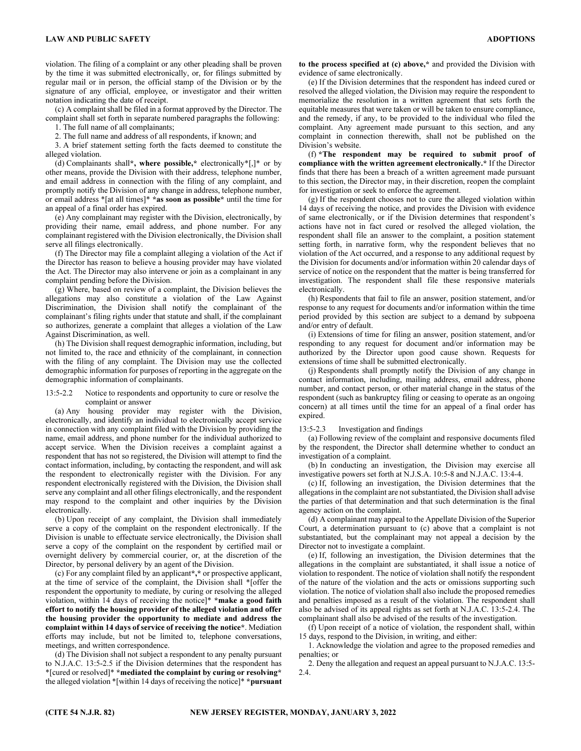violation. The filing of a complaint or any other pleading shall be proven by the time it was submitted electronically, or, for filings submitted by regular mail or in person, the official stamp of the Division or by the signature of any official, employee, or investigator and their written notation indicating the date of receipt.

(c) A complaint shall be filed in a format approved by the Director. The complaint shall set forth in separate numbered paragraphs the following:

1. The full name of all complainants;

2. The full name and address of all respondents, if known; and

3. A brief statement setting forth the facts deemed to constitute the alleged violation.

(d) Complainants shall*, **where possible,*** electronically*[,]* or by other means, provide the Division with their address, telephone number, and email address in connection with the filing of any complaint, and promptly notify the Division of any change in address, telephone number, or email address *[at all times]* ***as soon as possible*** until the time for an appeal of a final order has expired.

(e) Any complainant may register with the Division, electronically, by providing their name, email address, and phone number. For any complainant registered with the Division electronically, the Division shall serve all filings electronically.

(f) The Director may file a complaint alleging a violation of the Act if the Director has reason to believe a housing provider may have violated the Act. The Director may also intervene or join as a complainant in any complaint pending before the Division.

(g) Where, based on review of a complaint, the Division believes the allegations may also constitute a violation of the Law Against Discrimination, the Division shall notify the complainant of the complainant's filing rights under that statute and shall, if the complainant so authorizes, generate a complaint that alleges a violation of the Law Against Discrimination, as well.

(h) The Division shall request demographic information, including, but not limited to, the race and ethnicity of the complainant, in connection with the filing of any complaint. The Division may use the collected demographic information for purposes of reporting in the aggregate on the demographic information of complainants.

13:5-2.2 Notice to respondents and opportunity to cure or resolve the complaint or answer

(a) Any housing provider may register with the Division, electronically, and identify an individual to electronically accept service in connection with any complaint filed with the Division by providing the name, email address, and phone number for the individual authorized to accept service. When the Division receives a complaint against a respondent that has not so registered, the Division will attempt to find the contact information, including, by contacting the respondent, and will ask the respondent to electronically register with the Division. For any respondent electronically registered with the Division, the Division shall serve any complaint and all other filings electronically, and the respondent may respond to the complaint and other inquiries by the Division electronically.

(b) Upon receipt of any complaint, the Division shall immediately serve a copy of the complaint on the respondent electronically. If the Division is unable to effectuate service electronically, the Division shall serve a copy of the complaint on the respondent by certified mail or overnight delivery by commercial courier, or, at the discretion of the Director, by personal delivery by an agent of the Division.

(c) For any complaint filed by an applicant***,*** or prospective applicant, at the time of service of the complaint, the Division shall *[offer the respondent the opportunity to mediate, by curing or resolving the alleged violation, within 14 days of receiving the notice]* ***make a good faith effort to notify the housing provider of the alleged violation and offer the housing provider the opportunity to mediate and address the complaint within 14 days of service of receiving the notice***. Mediation efforts may include, but not be limited to, telephone conversations, meetings, and written correspondence.

(d) The Division shall not subject a respondent to any penalty pursuant to N.J.A.C. 13:5-2.5 if the Division determines that the respondent has *[cured or resolved]* ***mediated the complaint by curing or resolving*** the alleged violation *[within 14 days of receiving the notice]* ***pursuant to the process specified at (c) above,*** and provided the Division with evidence of same electronically.

(e) If the Division determines that the respondent has indeed cured or resolved the alleged violation, the Division may require the respondent to memorialize the resolution in a written agreement that sets forth the equitable measures that were taken or will be taken to ensure compliance, and the remedy, if any, to be provided to the individual who filed the complaint. Any agreement made pursuant to this section, and any complaint in connection therewith, shall not be published on the Division's website.

(f) ***The respondent may be required to submit proof of compliance with the written agreement electronically.*** If the Director finds that there has been a breach of a written agreement made pursuant to this section, the Director may, in their discretion, reopen the complaint for investigation or seek to enforce the agreement.

(g) If the respondent chooses not to cure the alleged violation within 14 days of receiving the notice, and provides the Division with evidence of same electronically, or if the Division determines that respondent's actions have not in fact cured or resolved the alleged violation, the respondent shall file an answer to the complaint, a position statement setting forth, in narrative form, why the respondent believes that no violation of the Act occurred, and a response to any additional request by the Division for documents and/or information within 20 calendar days of service of notice on the respondent that the matter is being transferred for investigation. The respondent shall file these responsive materials electronically.

(h) Respondents that fail to file an answer, position statement, and/or response to any request for documents and/or information within the time period provided by this section are subject to a demand by subpoena and/or entry of default.

(i) Extensions of time for filing an answer, position statement, and/or responding to any request for document and/or information may be authorized by the Director upon good cause shown. Requests for extensions of time shall be submitted electronically.

(j) Respondents shall promptly notify the Division of any change in contact information, including, mailing address, email address, phone number, and contact person, or other material change in the status of the respondent (such as bankruptcy filing or ceasing to operate as an ongoing concern) at all times until the time for an appeal of a final order has expired.

13:5-2.3 Investigation and findings

(a) Following review of the complaint and responsive documents filed by the respondent, the Director shall determine whether to conduct an investigation of a complaint.

(b) In conducting an investigation, the Division may exercise all investigative powers set forth at N.J.S.A. 10:5-8 and N.J.A.C. 13:4-4.

(c) If, following an investigation, the Division determines that the allegations in the complaint are not substantiated, the Division shall advise the parties of that determination and that such determination is the final agency action on the complaint.

(d) A complainant may appeal to the Appellate Division of the Superior Court, a determination pursuant to (c) above that a complaint is not substantiated, but the complainant may not appeal a decision by the Director not to investigate a complaint.

(e) If, following an investigation, the Division determines that the allegations in the complaint are substantiated, it shall issue a notice of violation to respondent. The notice of violation shall notify the respondent of the nature of the violation and the acts or omissions supporting such violation. The notice of violation shall also include the proposed remedies and penalties imposed as a result of the violation. The respondent shall also be advised of its appeal rights as set forth at N.J.A.C. 13:5-2.4. The complainant shall also be advised of the results of the investigation.

(f) Upon receipt of a notice of violation, the respondent shall, within 15 days, respond to the Division, in writing, and either:

1. Acknowledge the violation and agree to the proposed remedies and penalties; or

2. Deny the allegation and request an appeal pursuant to N.J.A.C. 13:5-2.4.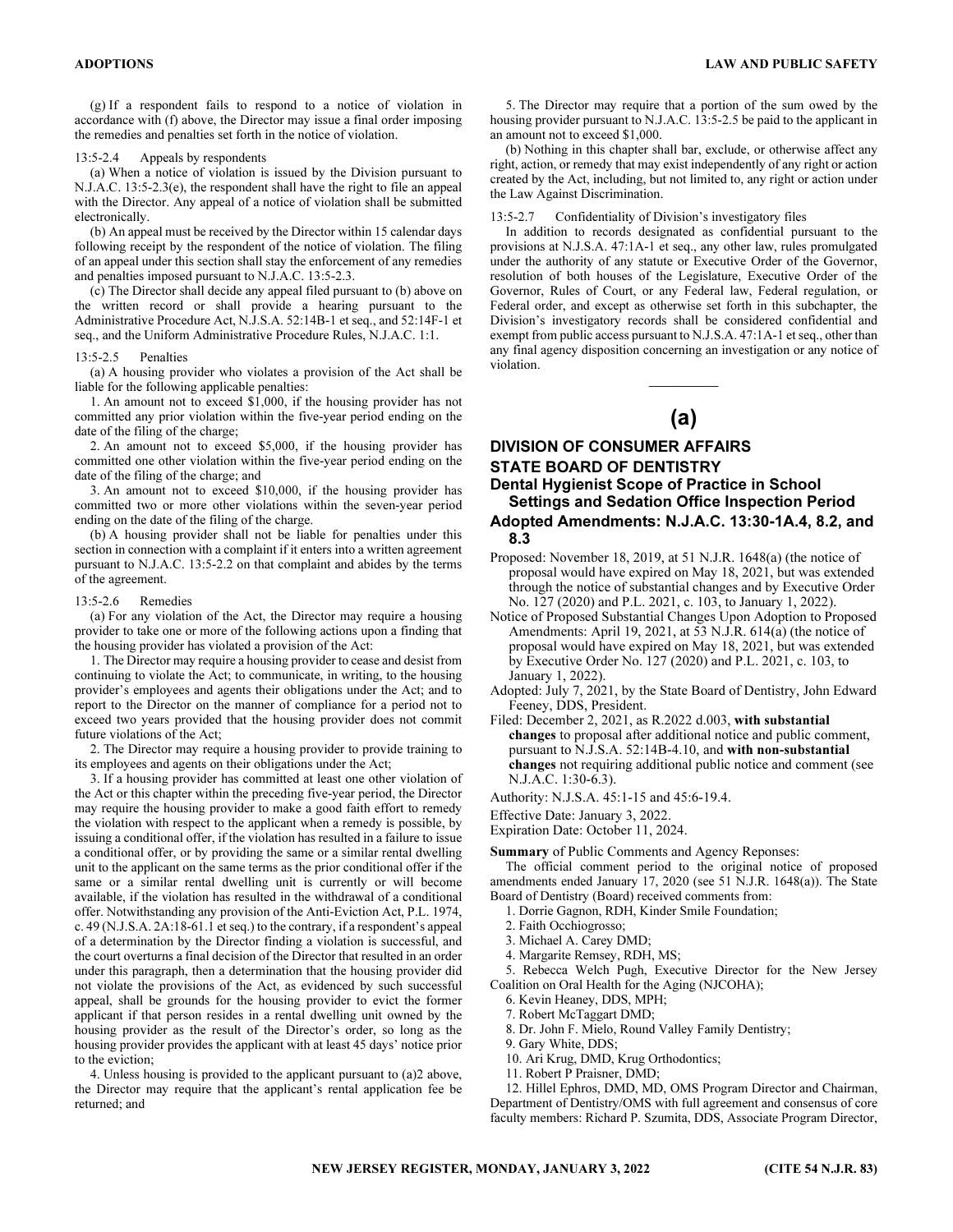(g) If a respondent fails to respond to a notice of violation in accordance with (f) above, the Director may issue a final order imposing the remedies and penalties set forth in the notice of violation.

13:5-2.4 Appeals by respondents

(a) When a notice of violation is issued by the Division pursuant to N.J.A.C. 13:5-2.3(e), the respondent shall have the right to file an appeal with the Director. Any appeal of a notice of violation shall be submitted electronically.

(b) An appeal must be received by the Director within 15 calendar days following receipt by the respondent of the notice of violation. The filing of an appeal under this section shall stay the enforcement of any remedies and penalties imposed pursuant to N.J.A.C. 13:5-2.3.

(c) The Director shall decide any appeal filed pursuant to (b) above on the written record or shall provide a hearing pursuant to the Administrative Procedure Act, N.J.S.A. 52:14B-1 et seq., and 52:14F-1 et seq., and the Uniform Administrative Procedure Rules, N.J.A.C. 1:1.

13:5-2.5 Penalties

(a) A housing provider who violates a provision of the Act shall be liable for the following applicable penalties:

1. An amount not to exceed $1,000, if the housing provider has not committed any prior violation within the five-year period ending on the date of the filing of the charge;

2. An amount not to exceed $5,000, if the housing provider has committed one other violation within the five-year period ending on the date of the filing of the charge; and

3. An amount not to exceed $10,000, if the housing provider has committed two or more other violations within the seven-year period ending on the date of the filing of the charge.

(b) A housing provider shall not be liable for penalties under this section in connection with a complaint if it enters into a written agreement pursuant to N.J.A.C. 13:5-2.2 on that complaint and abides by the terms of the agreement.

13:5-2.6 Remedies

(a) For any violation of the Act, the Director may require a housing provider to take one or more of the following actions upon a finding that the housing provider has violated a provision of the Act:

1. The Director may require a housing provider to cease and desist from continuing to violate the Act; to communicate, in writing, to the housing provider's employees and agents their obligations under the Act; and to report to the Director on the manner of compliance for a period not to exceed two years provided that the housing provider does not commit future violations of the Act;

2. The Director may require a housing provider to provide training to its employees and agents on their obligations under the Act;

3. If a housing provider has committed at least one other violation of the Act or this chapter within the preceding five-year period, the Director may require the housing provider to make a good faith effort to remedy the violation with respect to the applicant when a remedy is possible, by issuing a conditional offer, if the violation has resulted in a failure to issue a conditional offer, or by providing the same or a similar rental dwelling unit to the applicant on the same terms as the prior conditional offer if the same or a similar rental dwelling unit is currently or will become available, if the violation has resulted in the withdrawal of a conditional offer. Notwithstanding any provision of the Anti-Eviction Act, P.L. 1974, c. 49 (N.J.S.A. 2A:18-61.1 et seq.) to the contrary, if a respondent's appeal of a determination by the Director finding a violation is successful, and the court overturns a final decision of the Director that resulted in an order under this paragraph, then a determination that the housing provider did not violate the provisions of the Act, as evidenced by such successful appeal, shall be grounds for the housing provider to evict the former applicant if that person resides in a rental dwelling unit owned by the housing provider as the result of the Director's order, so long as the housing provider provides the applicant with at least 45 days' notice prior to the eviction;

4. Unless housing is provided to the applicant pursuant to (a)2 above, the Director may require that the applicant's rental application fee be returned; and

5. The Director may require that a portion of the sum owed by the housing provider pursuant to N.J.A.C. 13:5-2.5 be paid to the applicant in an amount not to exceed $1,000.

(b) Nothing in this chapter shall bar, exclude, or otherwise affect any right, action, or remedy that may exist independently of any right or action created by the Act, including, but not limited to, any right or action under the Law Against Discrimination.

13:5-2.7 Confidentiality of Division's investigatory files

In addition to records designated as confidential pursuant to the provisions at N.J.S.A. 47:1A-1 et seq., any other law, rules promulgated under the authority of any statute or Executive Order of the Governor, resolution of both houses of the Legislature, Executive Order of the Governor, Rules of Court, or any Federal law, Federal regulation, or Federal order, and except as otherwise set forth in this subchapter, the Division's investigatory records shall be considered confidential and exempt from public access pursuant to N.J.S.A. 47:1A-1 et seq., other than any final agency disposition concerning an investigation or any notice of violation.

---

**(a)**

## DIVISION OF CONSUMER AFFAIRS

## STATE BOARD OF DENTISTRY

### Dental Hygienist Scope of Practice in School Settings and Sedation Office Inspection Period

### Adopted Amendments: N.J.A.C. 13:30-1A.4, 8.2, and 8.3

Proposed: November 18, 2019, at 51 N.J.R. 1648(a) (the notice of proposal would have expired on May 18, 2021, but was extended through the notice of substantial changes and by Executive Order No. 127 (2020) and P.L. 2021, c. 103, to January 1, 2022).

Notice of Proposed Substantial Changes Upon Adoption to Proposed Amendments: April 19, 2021, at 53 N.J.R. 614(a) (the notice of proposal would have expired on May 18, 2021, but was extended by Executive Order No. 127 (2020) and P.L. 2021, c. 103, to January 1, 2022).

Adopted: July 7, 2021, by the State Board of Dentistry, John Edward Feeney, DDS, President.

Filed: December 2, 2021, as R.2022 d.003, **with substantial changes** to proposal after additional notice and public comment, pursuant to N.J.S.A. 52:14B-4.10, and **with non-substantial changes** not requiring additional public notice and comment (see N.J.A.C. 1:30-6.3).

Authority: N.J.S.A. 45:1-15 and 45:6-19.4.

Effective Date: January 3, 2022.

Expiration Date: October 11, 2024.

**Summary** of Public Comments and Agency Reponses:

The official comment period to the original notice of proposed amendments ended January 17, 2020 (see 51 N.J.R. 1648(a)). The State Board of Dentistry (Board) received comments from:

1. Dorrie Gagnon, RDH, Kinder Smile Foundation;
2. Faith Occhiogrosso;
3. Michael A. Carey DMD;
4. Margarite Remsey, RDH, MS;
5. Rebecca Welch Pugh, Executive Director for the New Jersey Coalition on Oral Health for the Aging (NJCOHA);
6. Kevin Heaney, DDS, MPH;
7. Robert McTaggart DMD;
8. Dr. John F. Mielo, Round Valley Family Dentistry;
9. Gary White, DDS;
10. Ari Krug, DMD, Krug Orthodontics;
11. Robert P Praisner, DMD;
12. Hillel Ephros, DMD, MD, OMS Program Director and Chairman, Department of Dentistry/OMS with full agreement and consensus of core faculty members: Richard P. Szumita, DDS, Associate Program Director,